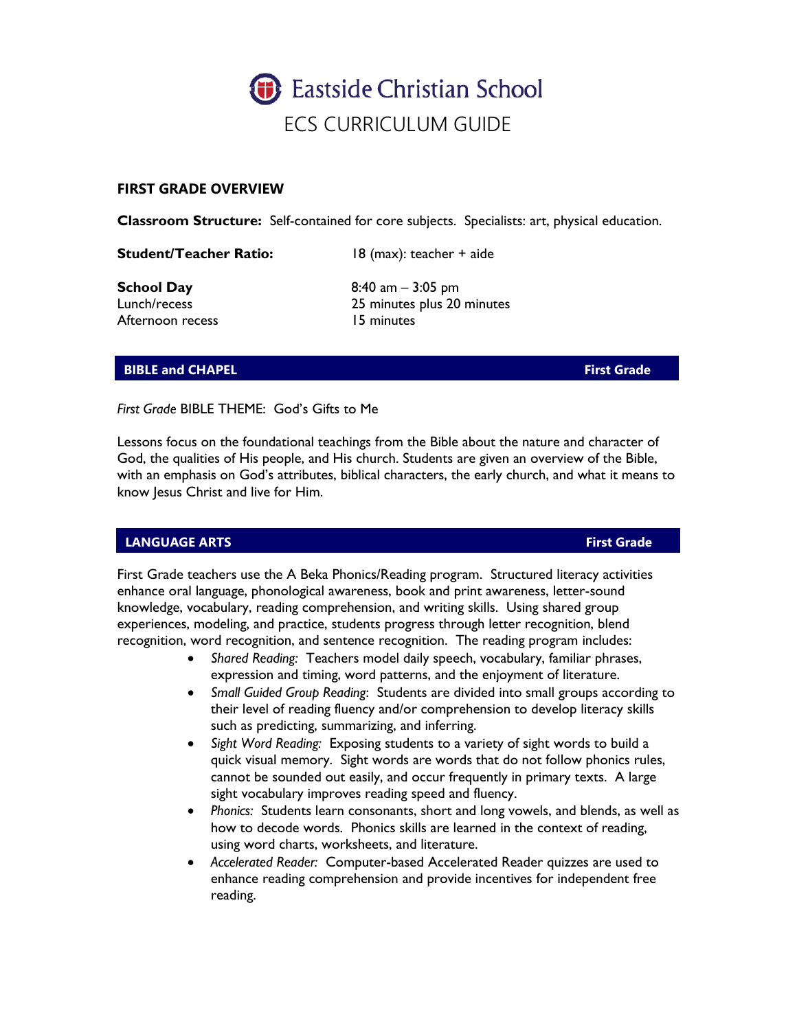# Eastside Christian School

## ECS CURRICULUM GUIDE

### FIRST GRADE OVERVIEW

**Classroom Structure:** Self-contained for core subjects. Specialists: art, physical education.

**Student/Teacher Ratio:** 18 (max): teacher + aide

**School Day** 8:40 am – 3:05 pm
Lunch/recess 25 minutes plus 20 minutes
Afternoon recess 15 minutes

### BIBLE and CHAPEL — First Grade

*First Grade* BIBLE THEME: God's Gifts to Me

Lessons focus on the foundational teachings from the Bible about the nature and character of God, the qualities of His people, and His church. Students are given an overview of the Bible, with an emphasis on God's attributes, biblical characters, the early church, and what it means to know Jesus Christ and live for Him.

### LANGUAGE ARTS — First Grade

First Grade teachers use the A Beka Phonics/Reading program. Structured literacy activities enhance oral language, phonological awareness, book and print awareness, letter-sound knowledge, vocabulary, reading comprehension, and writing skills. Using shared group experiences, modeling, and practice, students progress through letter recognition, blend recognition, word recognition, and sentence recognition. The reading program includes:

- *Shared Reading:* Teachers model daily speech, vocabulary, familiar phrases, expression and timing, word patterns, and the enjoyment of literature.
- *Small Guided Group Reading*: Students are divided into small groups according to their level of reading fluency and/or comprehension to develop literacy skills such as predicting, summarizing, and inferring.
- *Sight Word Reading:* Exposing students to a variety of sight words to build a quick visual memory. Sight words are words that do not follow phonics rules, cannot be sounded out easily, and occur frequently in primary texts. A large sight vocabulary improves reading speed and fluency.
- *Phonics:* Students learn consonants, short and long vowels, and blends, as well as how to decode words. Phonics skills are learned in the context of reading, using word charts, worksheets, and literature.
- *Accelerated Reader:* Computer-based Accelerated Reader quizzes are used to enhance reading comprehension and provide incentives for independent free reading.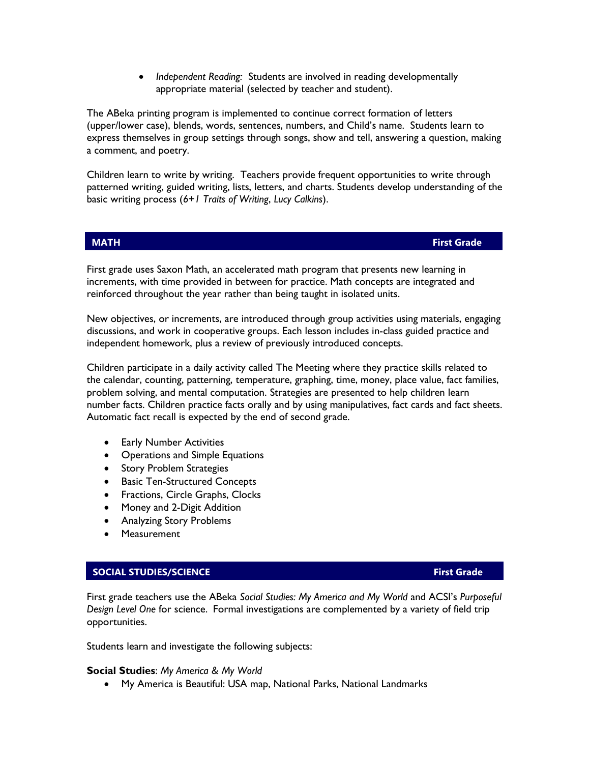- *Independent Reading:* Students are involved in reading developmentally appropriate material (selected by teacher and student).

The ABeka printing program is implemented to continue correct formation of letters (upper/lower case), blends, words, sentences, numbers, and Child's name. Students learn to express themselves in group settings through songs, show and tell, answering a question, making a comment, and poetry.

Children learn to write by writing. Teachers provide frequent opportunities to write through patterned writing, guided writing, lists, letters, and charts. Students develop understanding of the basic writing process (*6+1 Traits of Writing*, *Lucy Calkins*).

## MATH — First Grade

First grade uses Saxon Math, an accelerated math program that presents new learning in increments, with time provided in between for practice. Math concepts are integrated and reinforced throughout the year rather than being taught in isolated units.

New objectives, or increments, are introduced through group activities using materials, engaging discussions, and work in cooperative groups. Each lesson includes in-class guided practice and independent homework, plus a review of previously introduced concepts.

Children participate in a daily activity called The Meeting where they practice skills related to the calendar, counting, patterning, temperature, graphing, time, money, place value, fact families, problem solving, and mental computation. Strategies are presented to help children learn number facts. Children practice facts orally and by using manipulatives, fact cards and fact sheets. Automatic fact recall is expected by the end of second grade.

- Early Number Activities
- Operations and Simple Equations
- Story Problem Strategies
- Basic Ten-Structured Concepts
- Fractions, Circle Graphs, Clocks
- Money and 2-Digit Addition
- Analyzing Story Problems
- Measurement

## SOCIAL STUDIES/SCIENCE — First Grade

First grade teachers use the ABeka *Social Studies: My America and My World* and ACSI's *Purposeful Design Level One* for science. Formal investigations are complemented by a variety of field trip opportunities.

Students learn and investigate the following subjects:

**Social Studies**: *My America & My World*

- My America is Beautiful: USA map, National Parks, National Landmarks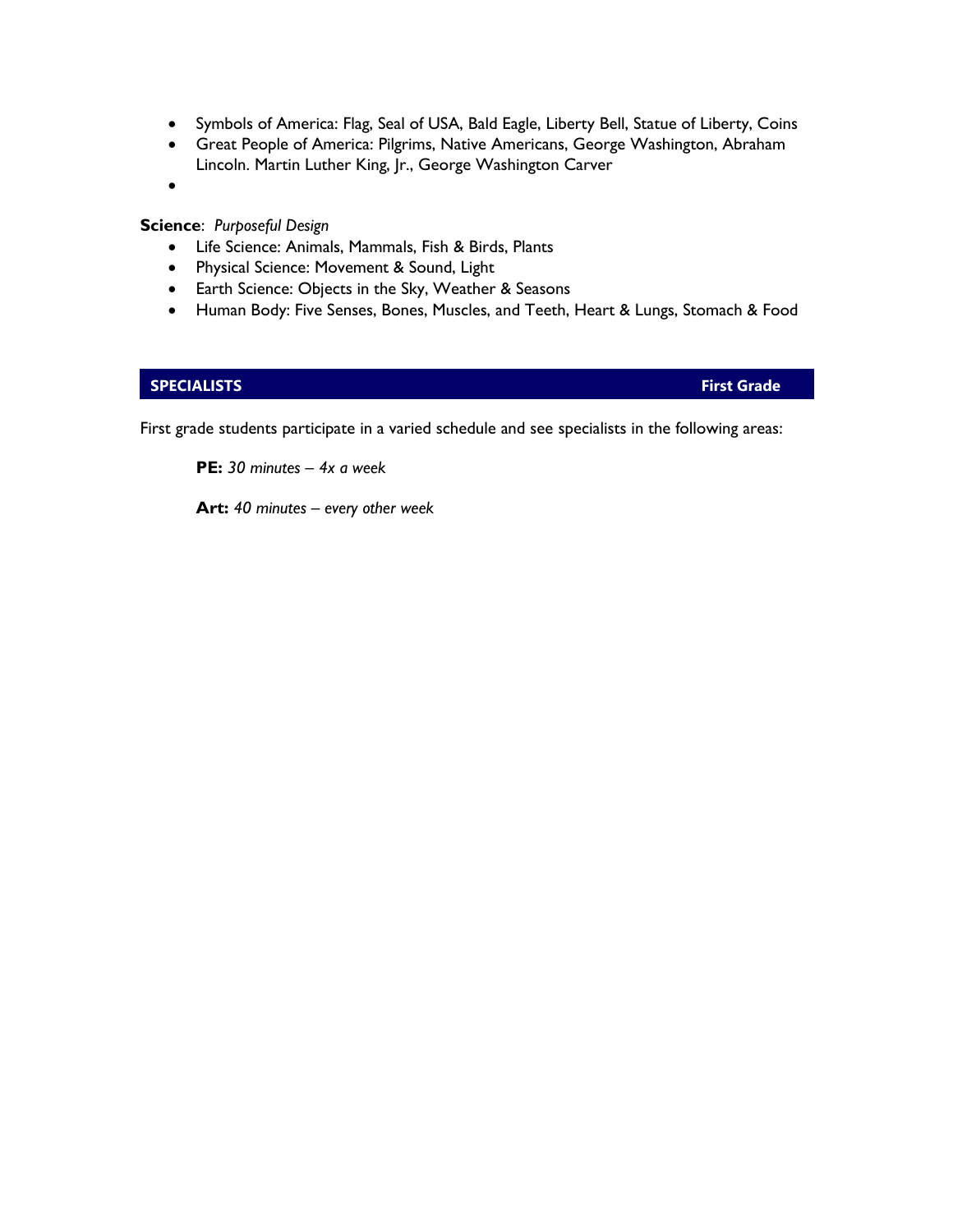- Symbols of America: Flag, Seal of USA, Bald Eagle, Liberty Bell, Statue of Liberty, Coins
- Great People of America: Pilgrims, Native Americans, George Washington, Abraham Lincoln. Martin Luther King, Jr., George Washington Carver
- 

**Science**: *Purposeful Design*

- Life Science: Animals, Mammals, Fish & Birds, Plants
- Physical Science: Movement & Sound, Light
- Earth Science: Objects in the Sky, Weather & Seasons
- Human Body: Five Senses, Bones, Muscles, and Teeth, Heart & Lungs, Stomach & Food

## SPECIALISTS — First Grade

First grade students participate in a varied schedule and see specialists in the following areas:

**PE:** *30 minutes – 4x a week*

**Art:** *40 minutes – every other week*